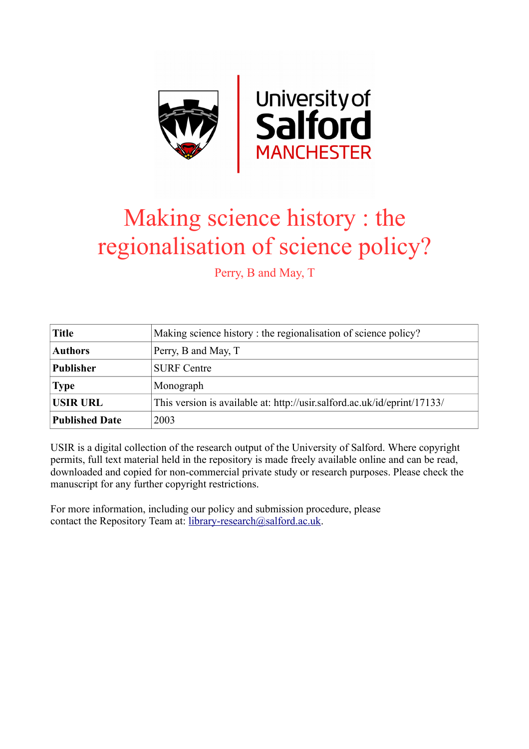University of Salford MANCHESTER

# Making science history : the regionalisation of science policy?

Perry, B and May, T

| | |
|---|---|
| **Title** | Making science history : the regionalisation of science policy? |
| **Authors** | Perry, B and May, T |
| **Publisher** | SURF Centre |
| **Type** | Monograph |
| **USIR URL** | This version is available at: http://usir.salford.ac.uk/id/eprint/17133/ |
| **Published Date** | 2003 |

USIR is a digital collection of the research output of the University of Salford. Where copyright permits, full text material held in the repository is made freely available online and can be read, downloaded and copied for non-commercial private study or research purposes. Please check the manuscript for any further copyright restrictions.

For more information, including our policy and submission procedure, please contact the Repository Team at: library-research@salford.ac.uk.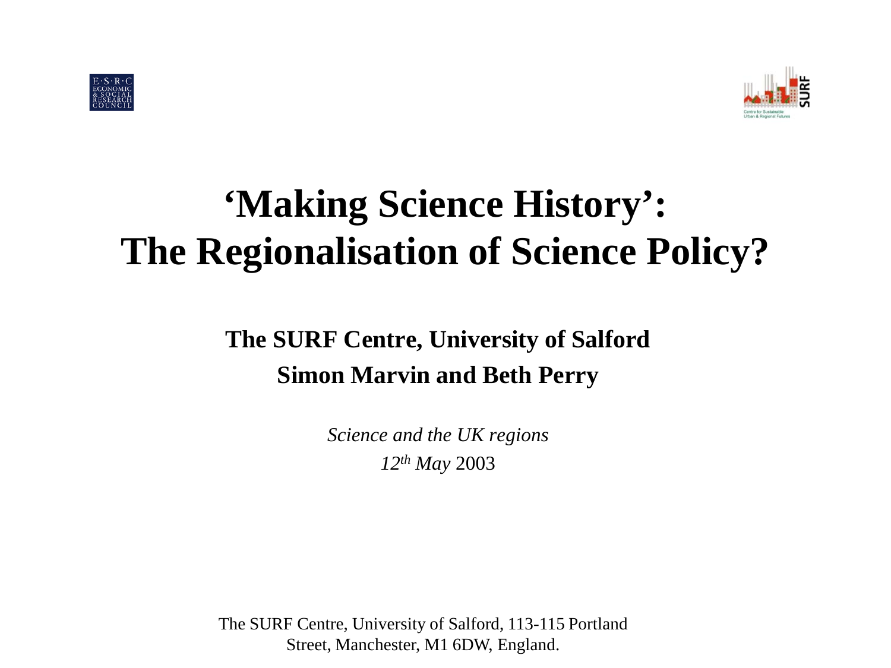E·S·R·C ECONOMIC & SOCIAL RESEARCH COUNCIL

SURF Centre for Sustainable Urban & Regional Futures

# ‘Making Science History’: The Regionalisation of Science Policy?

**The SURF Centre, University of Salford**

**Simon Marvin and Beth Perry**

*Science and the UK regions*

*12th May* 2003

The SURF Centre, University of Salford, 113-115 Portland Street, Manchester, M1 6DW, England.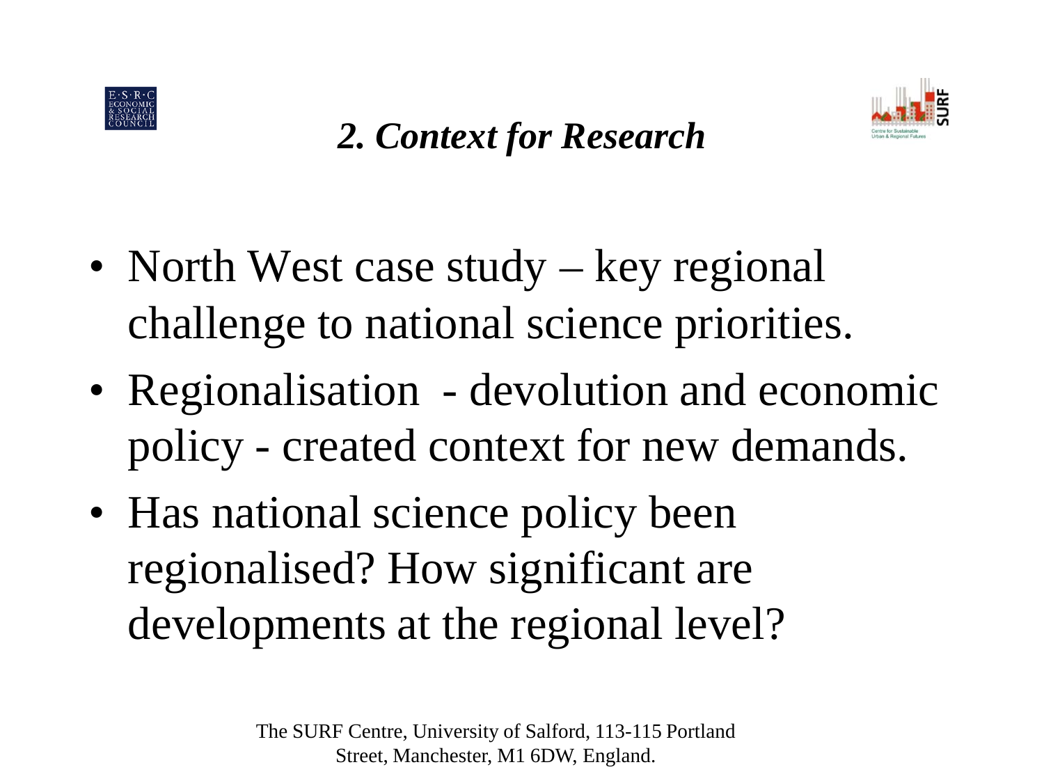## *2. Context for Research*

- North West case study – key regional challenge to national science priorities.
- Regionalisation - devolution and economic policy - created context for new demands.
- Has national science policy been regionalised? How significant are developments at the regional level?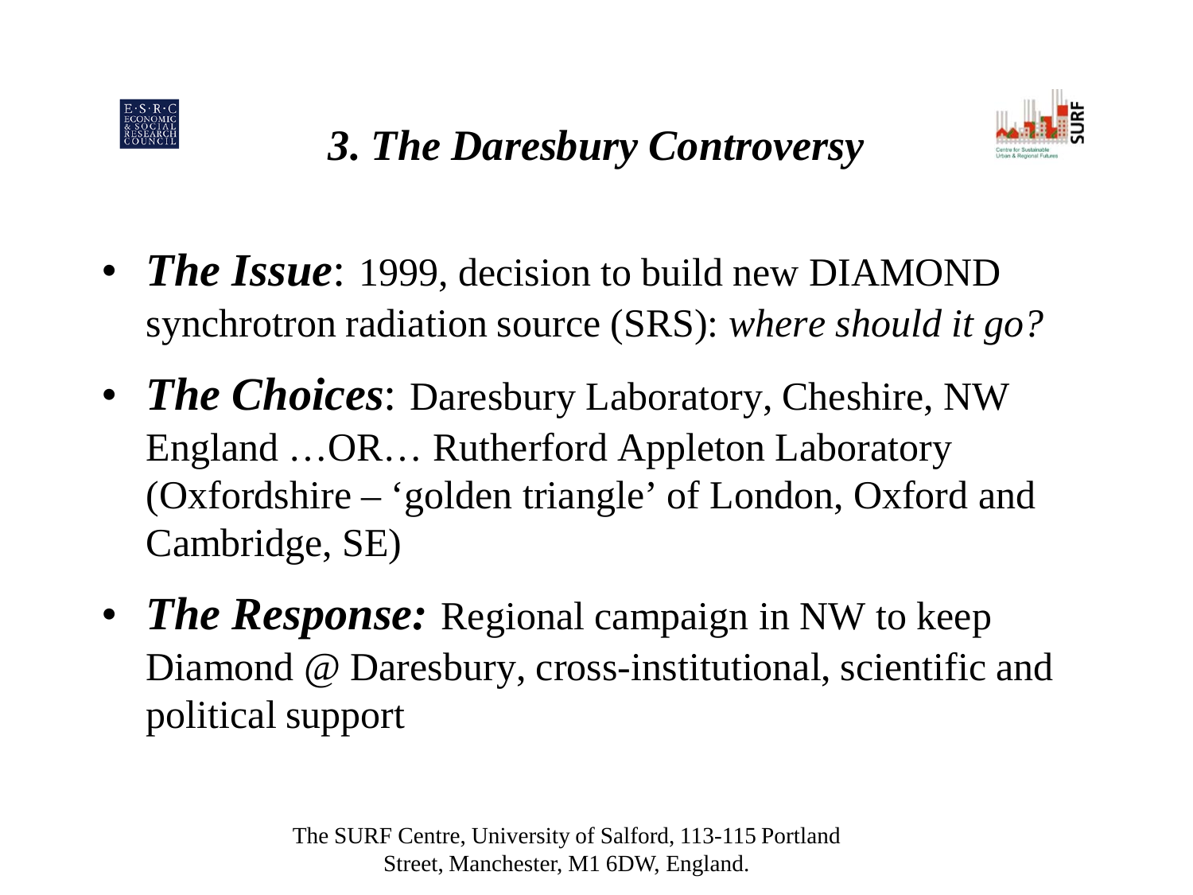# *3. The Daresbury Controversy*

- ***The Issue***: 1999, decision to build new DIAMOND synchrotron radiation source (SRS): *where should it go?*
- ***The Choices***: Daresbury Laboratory, Cheshire, NW England …OR… Rutherford Appleton Laboratory (Oxfordshire – 'golden triangle' of London, Oxford and Cambridge, SE)
- ***The Response:*** Regional campaign in NW to keep Diamond @ Daresbury, cross-institutional, scientific and political support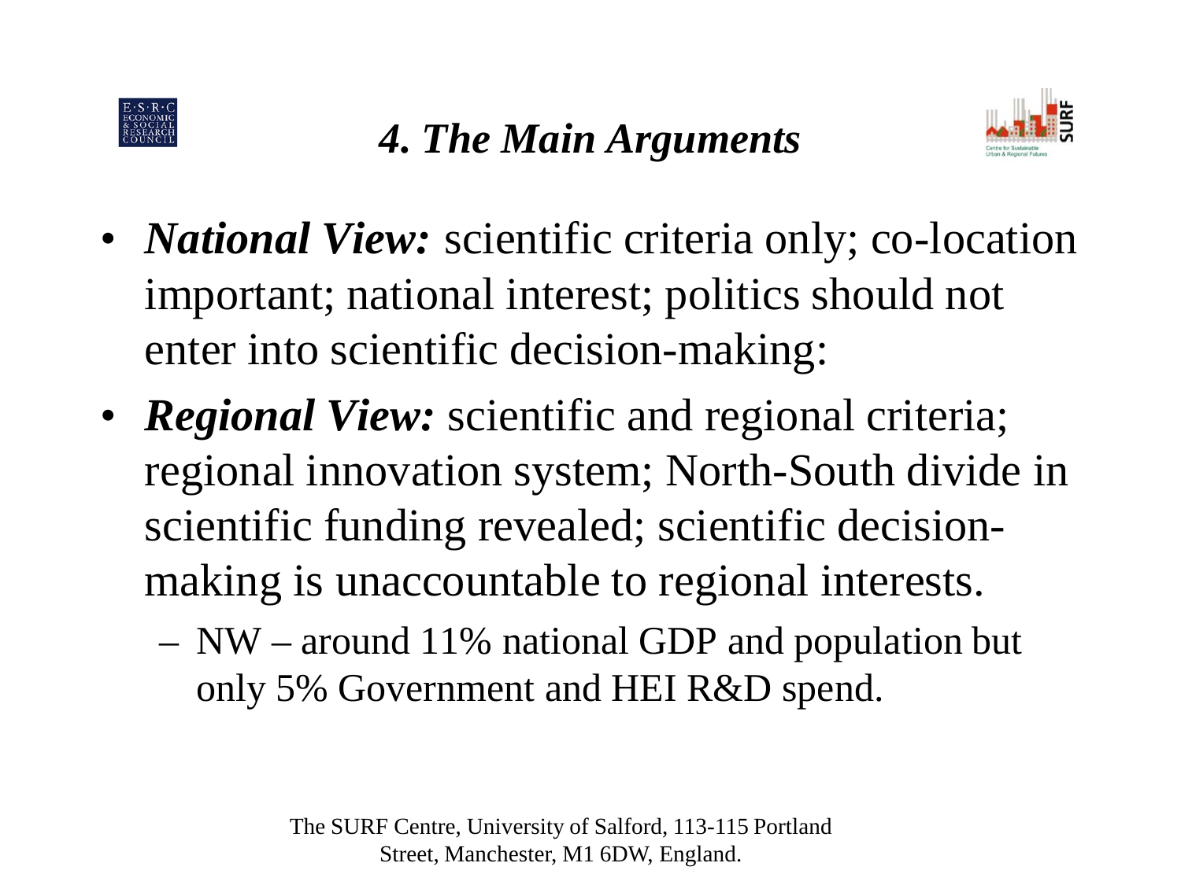# *4. The Main Arguments*

- ***National View:*** scientific criteria only; co-location important; national interest; politics should not enter into scientific decision-making:
- ***Regional View:*** scientific and regional criteria; regional innovation system; North-South divide in scientific funding revealed; scientific decision-making is unaccountable to regional interests.
  - NW – around 11% national GDP and population but only 5% Government and HEI R&D spend.

The SURF Centre, University of Salford, 113-115 Portland Street, Manchester, M1 6DW, England.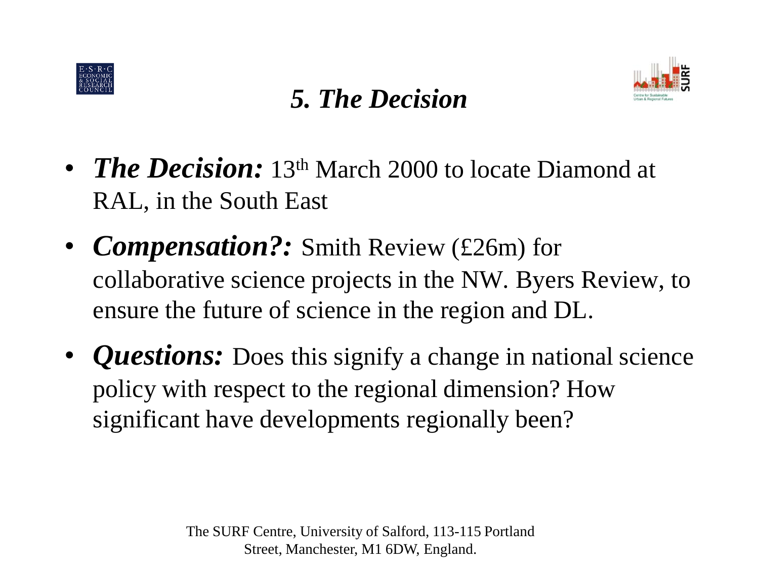# *5. The Decision*

- ***The Decision:*** 13th March 2000 to locate Diamond at RAL, in the South East
- ***Compensation?:*** Smith Review (£26m) for collaborative science projects in the NW. Byers Review, to ensure the future of science in the region and DL.
- ***Questions:*** Does this signify a change in national science policy with respect to the regional dimension? How significant have developments regionally been?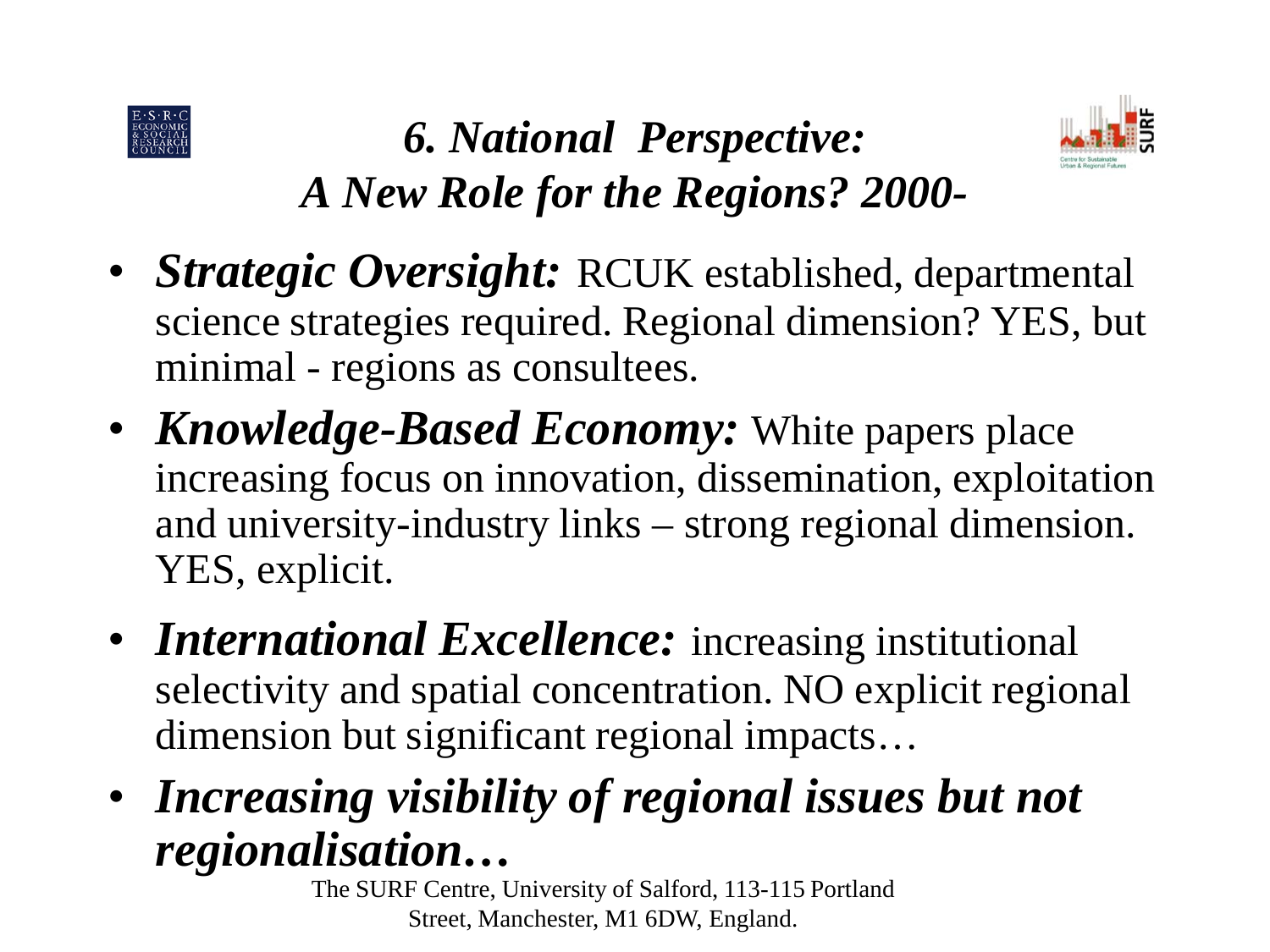# *6. National Perspective: A New Role for the Regions? 2000-*

- ***Strategic Oversight:*** RCUK established, departmental science strategies required. Regional dimension? YES, but minimal - regions as consultees.
- ***Knowledge-Based Economy:*** White papers place increasing focus on innovation, dissemination, exploitation and university-industry links – strong regional dimension. YES, explicit.
- ***International Excellence:*** increasing institutional selectivity and spatial concentration. NO explicit regional dimension but significant regional impacts…
- ***Increasing visibility of regional issues but not regionalisation…***

The SURF Centre, University of Salford, 113-115 Portland Street, Manchester, M1 6DW, England.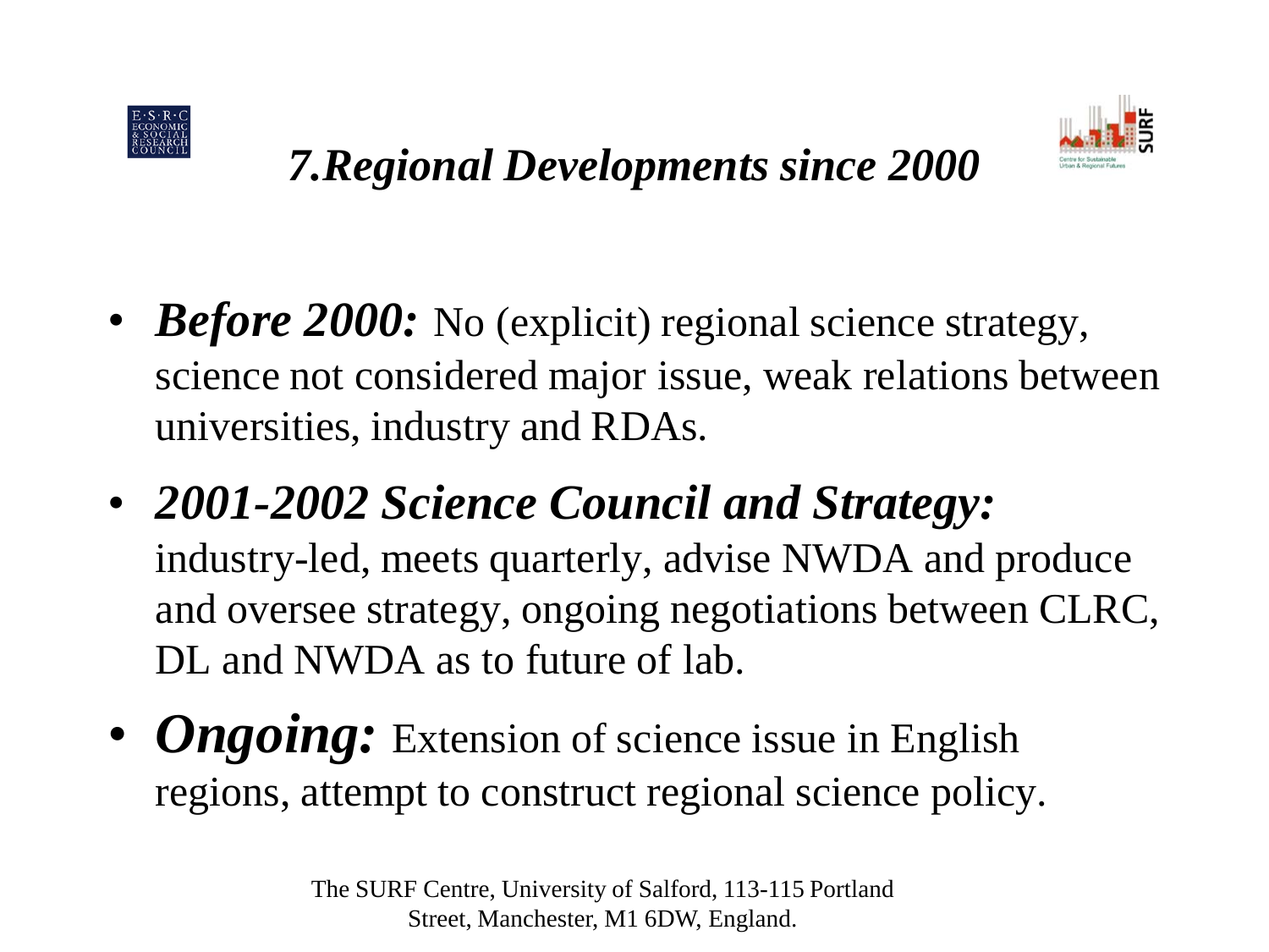## *7.Regional Developments since 2000*

- ***Before 2000:*** No (explicit) regional science strategy, science not considered major issue, weak relations between universities, industry and RDAs.
- ***2001-2002 Science Council and Strategy:*** industry-led, meets quarterly, advise NWDA and produce and oversee strategy, ongoing negotiations between CLRC, DL and NWDA as to future of lab.
- ***Ongoing:*** Extension of science issue in English regions, attempt to construct regional science policy.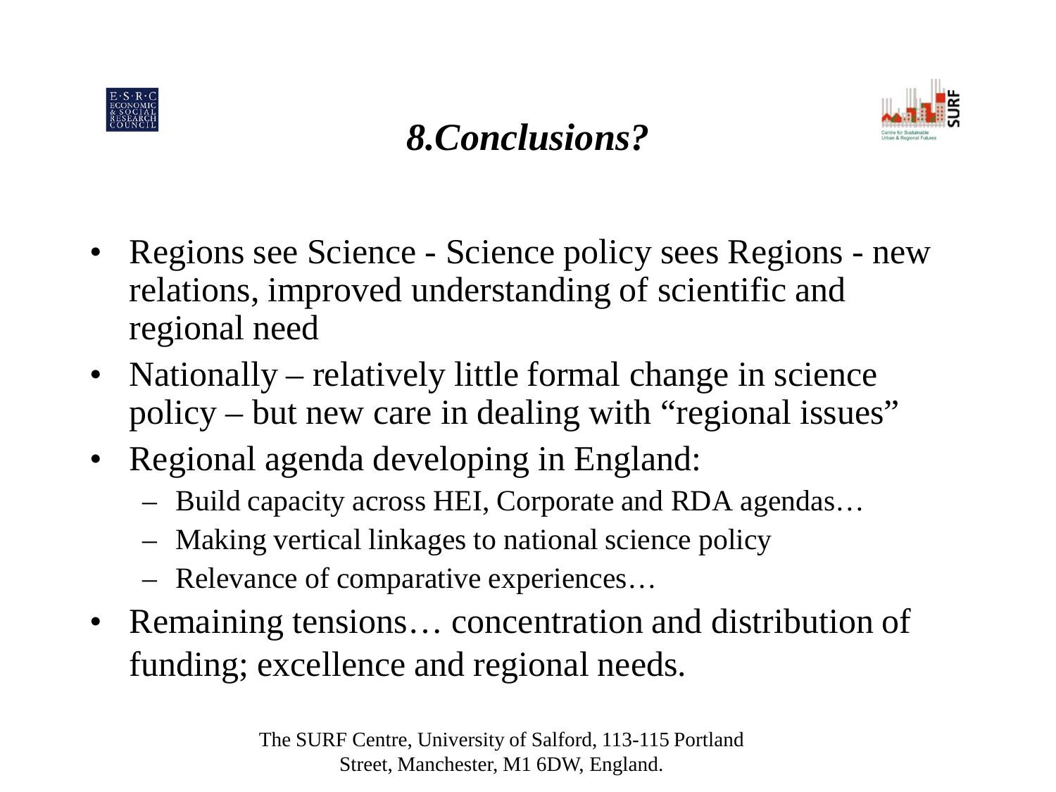# *8.Conclusions?*

- Regions see Science - Science policy sees Regions - new relations, improved understanding of scientific and regional need
- Nationally – relatively little formal change in science policy – but new care in dealing with “regional issues”
- Regional agenda developing in England:
  - Build capacity across HEI, Corporate and RDA agendas…
  - Making vertical linkages to national science policy
  - Relevance of comparative experiences…
- Remaining tensions… concentration and distribution of funding; excellence and regional needs.

The SURF Centre, University of Salford, 113-115 Portland Street, Manchester, M1 6DW, England.